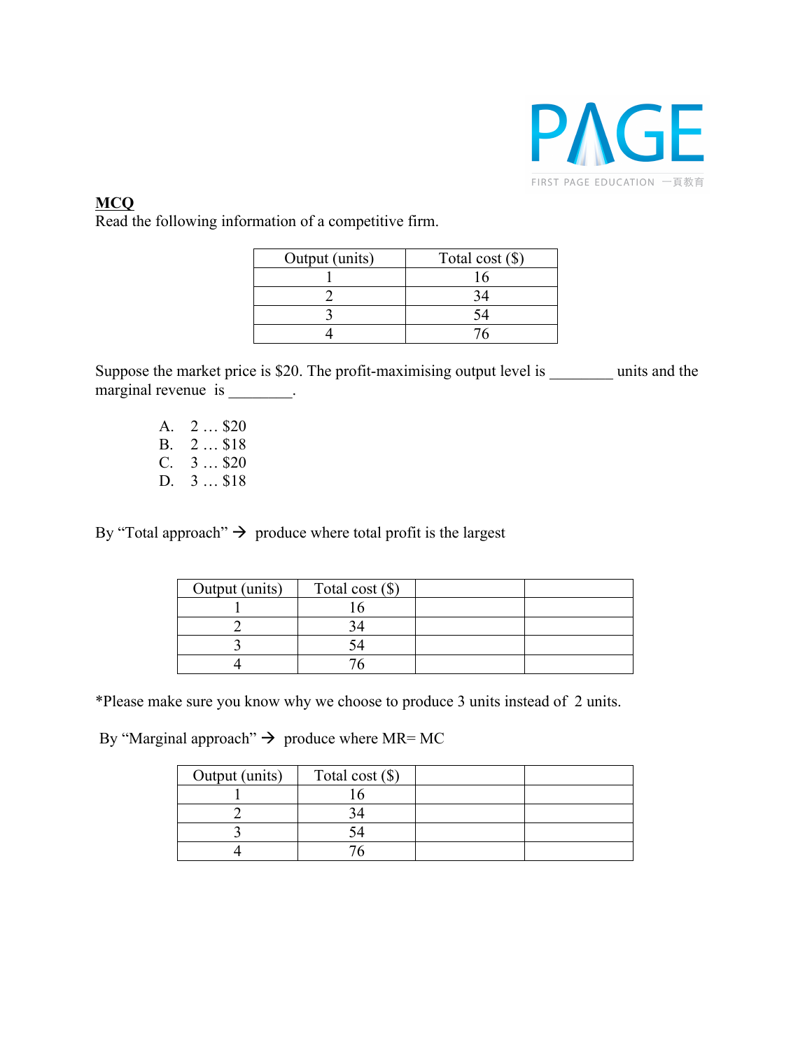**MCQ**

Read the following information of a competitive firm.

| Output (units) | Total cost ($) |
|---|---|
| 1 | 16 |
| 2 | 34 |
| 3 | 54 |
| 4 | 76 |

Suppose the market price is $20. The profit-maximising output level is ________ units and the marginal revenue is ________.

A. 2 … $20
B. 2 … $18
C. 3 … $20
D. 3 … $18

By "Total approach" → produce where total profit is the largest

| Output (units) | Total cost ($) | | |
|---|---|---|---|
| 1 | 16 | | |
| 2 | 34 | | |
| 3 | 54 | | |
| 4 | 76 | | |

*Please make sure you know why we choose to produce 3 units instead of 2 units.

By "Marginal approach" → produce where MR= MC

| Output (units) | Total cost ($) | | |
|---|---|---|---|
| 1 | 16 | | |
| 2 | 34 | | |
| 3 | 54 | | |
| 4 | 76 | | |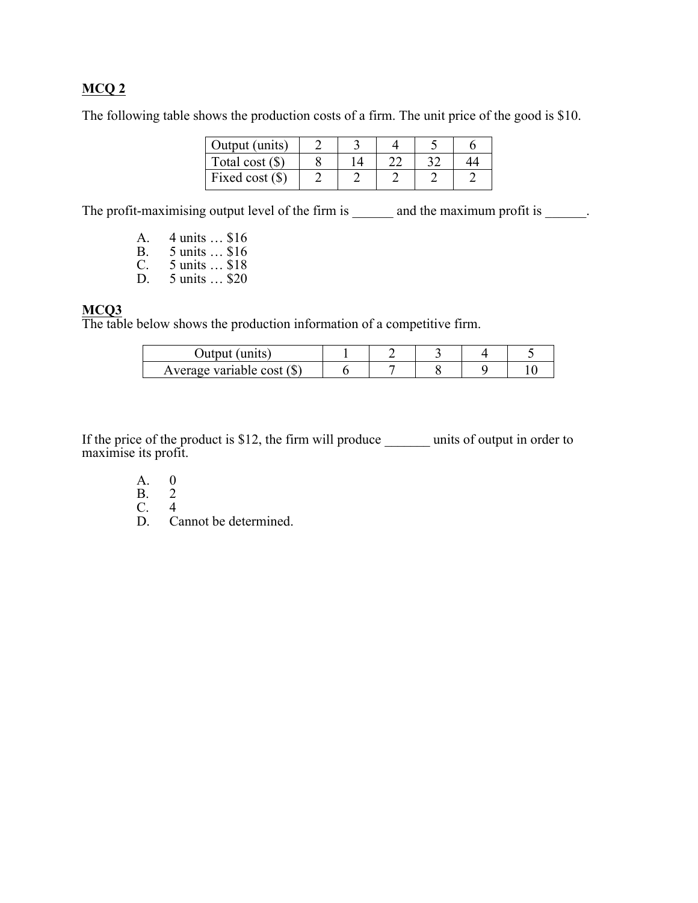**MCQ 2**

The following table shows the production costs of a firm. The unit price of the good is $10.

| Output (units) | 2 | 3 | 4 | 5 | 6 |
|---|---|---|---|---|---|
| Total cost ($) | 8 | 14 | 22 | 32 | 44 |
| Fixed cost ($) | 2 | 2 | 2 | 2 | 2 |

The profit-maximising output level of the firm is ______ and the maximum profit is ______.

A. 4 units … $16
B. 5 units … $16
C. 5 units … $18
D. 5 units … $20

**MCQ3**

The table below shows the production information of a competitive firm.

| Output (units) | 1 | 2 | 3 | 4 | 5 |
|---|---|---|---|---|---|
| Average variable cost ($) | 6 | 7 | 8 | 9 | 10 |

If the price of the product is $12, the firm will produce _______ units of output in order to maximise its profit.

A. 0
B. 2
C. 4
D. Cannot be determined.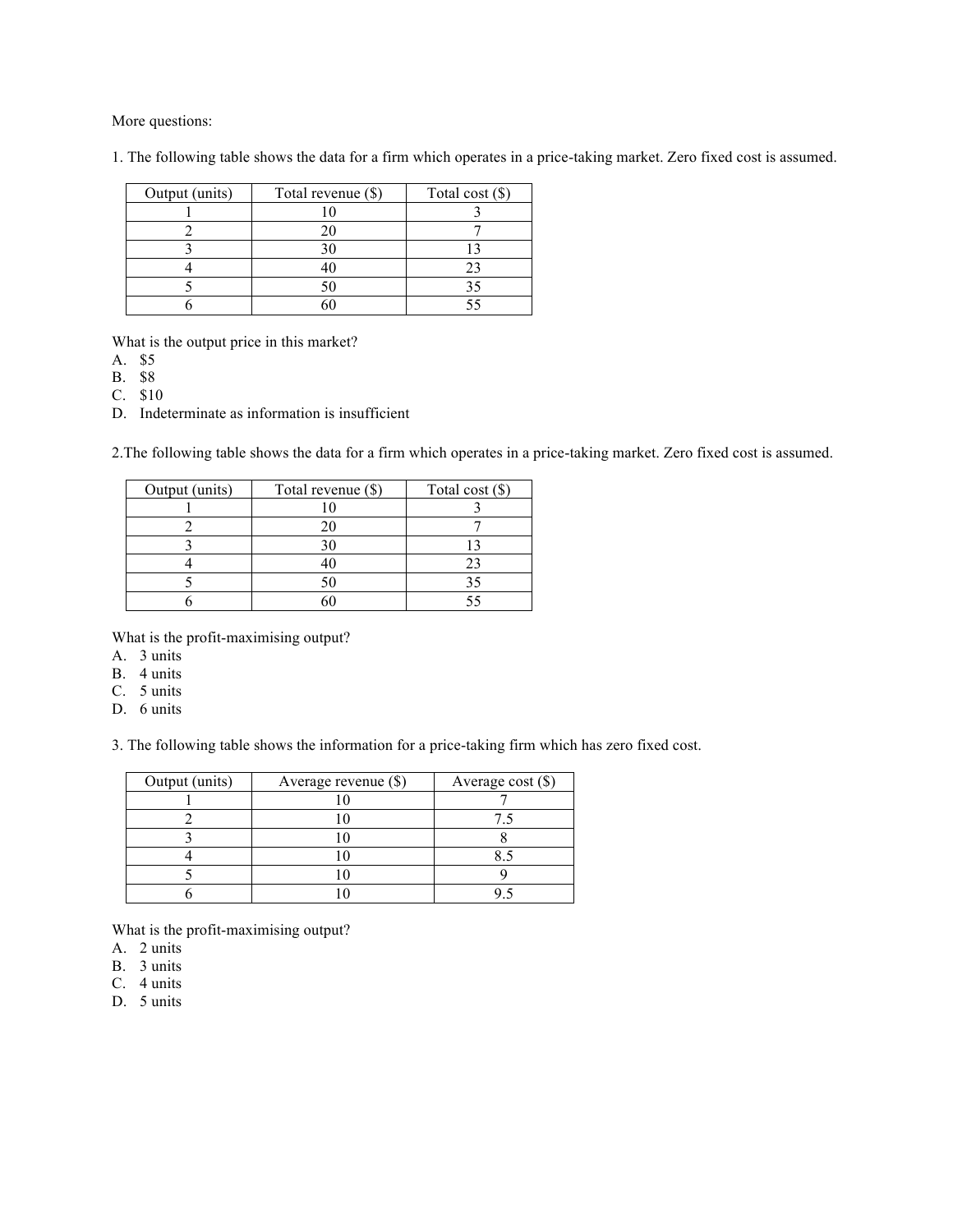More questions:

1. The following table shows the data for a firm which operates in a price-taking market. Zero fixed cost is assumed.

| Output (units) | Total revenue ($) | Total cost ($) |
|---|---|---|
| 1 | 10 | 3 |
| 2 | 20 | 7 |
| 3 | 30 | 13 |
| 4 | 40 | 23 |
| 5 | 50 | 35 |
| 6 | 60 | 55 |

What is the output price in this market?

A. $5
B. $8
C. $10
D. Indeterminate as information is insufficient

2.The following table shows the data for a firm which operates in a price-taking market. Zero fixed cost is assumed.

| Output (units) | Total revenue ($) | Total cost ($) |
|---|---|---|
| 1 | 10 | 3 |
| 2 | 20 | 7 |
| 3 | 30 | 13 |
| 4 | 40 | 23 |
| 5 | 50 | 35 |
| 6 | 60 | 55 |

What is the profit-maximising output?

A. 3 units
B. 4 units
C. 5 units
D. 6 units

3. The following table shows the information for a price-taking firm which has zero fixed cost.

| Output (units) | Average revenue ($) | Average cost ($) |
|---|---|---|
| 1 | 10 | 7 |
| 2 | 10 | 7.5 |
| 3 | 10 | 8 |
| 4 | 10 | 8.5 |
| 5 | 10 | 9 |
| 6 | 10 | 9.5 |

What is the profit-maximising output?

A. 2 units
B. 3 units
C. 4 units
D. 5 units